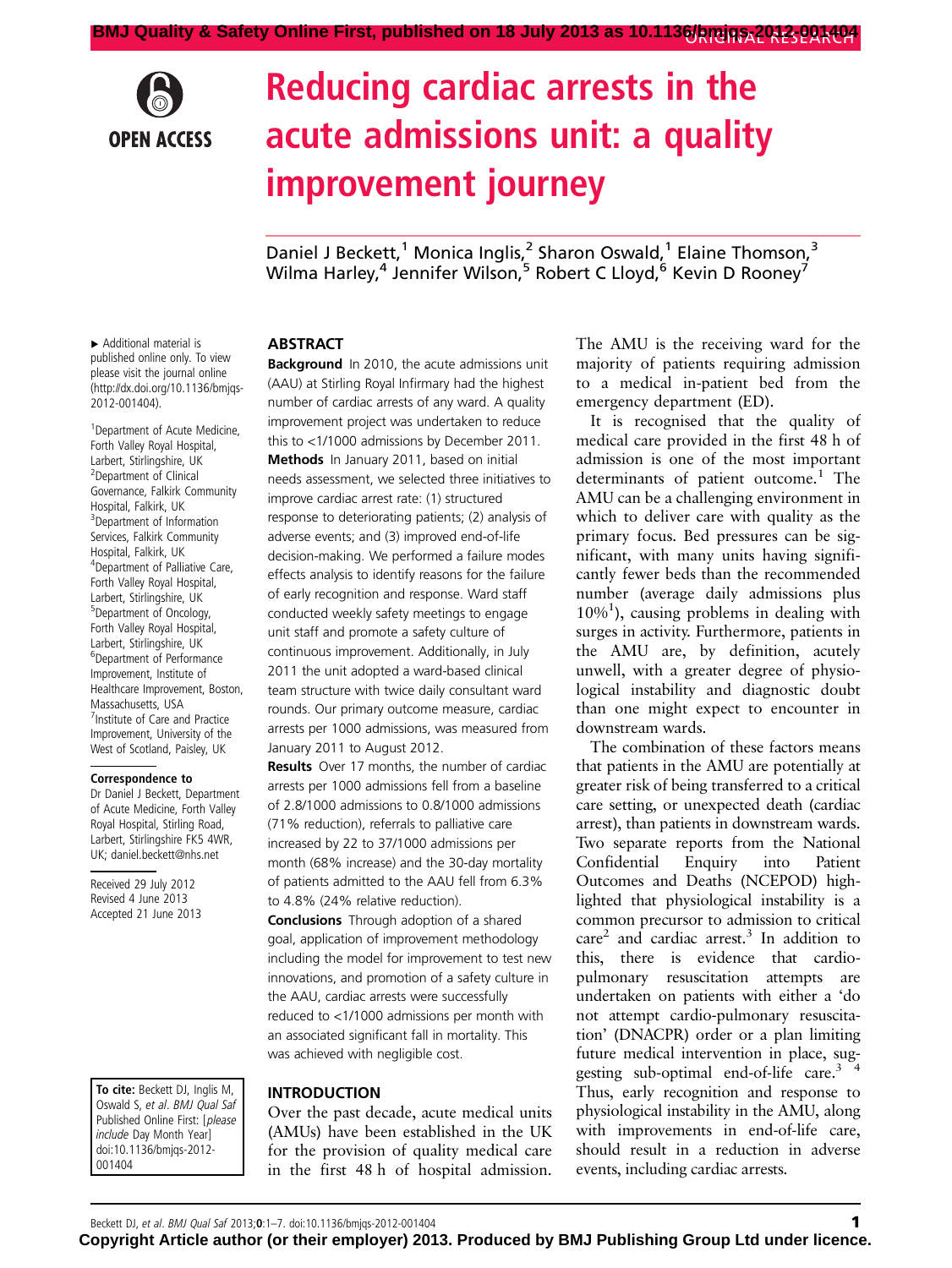# Reducing cardiac arrests in the acute admissions unit: a quality improvement journey

Daniel J Beckett,[1] Monica Inglis,[2] Sharon Oswald,[1] Elaine Thomson,[3] Wilma Harley,[4] Jennifer Wilson,[5] Robert C Lloyd,[6] Kevin D Rooney[7]

▸ Additional material is published online only. To view please visit the journal online (http://dx.doi.org/10.1136/bmjqs-2012-001404).

[1]Department of Acute Medicine, Forth Valley Royal Hospital, Larbert, Stirlingshire, UK
[2]Department of Clinical Governance, Falkirk Community Hospital, Falkirk, UK
[3]Department of Information Services, Falkirk Community Hospital, Falkirk, UK
[4]Department of Palliative Care, Forth Valley Royal Hospital, Larbert, Stirlingshire, UK
[5]Department of Oncology, Forth Valley Royal Hospital, Larbert, Stirlingshire, UK
[6]Department of Performance Improvement, Institute of Healthcare Improvement, Boston, Massachusetts, USA
[7]Institute of Care and Practice Improvement, University of the West of Scotland, Paisley, UK

**Correspondence to**
Dr Daniel J Beckett, Department of Acute Medicine, Forth Valley Royal Hospital, Stirling Road, Larbert, Stirlingshire FK5 4WR, UK; daniel.beckett@nhs.net

Received 29 July 2012
Revised 4 June 2013
Accepted 21 June 2013

**To cite:** Beckett DJ, Inglis M, Oswald S, *et al*. *BMJ Qual Saf* Published Online First: [*please include* Day Month Year] doi:10.1136/bmjqs-2012-001404

## ABSTRACT

**Background** In 2010, the acute admissions unit (AAU) at Stirling Royal Infirmary had the highest number of cardiac arrests of any ward. A quality improvement project was undertaken to reduce this to <1/1000 admissions by December 2011.

**Methods** In January 2011, based on initial needs assessment, we selected three initiatives to improve cardiac arrest rate: (1) structured response to deteriorating patients; (2) analysis of adverse events; and (3) improved end-of-life decision-making. We performed a failure modes effects analysis to identify reasons for the failure of early recognition and response. Ward staff conducted weekly safety meetings to engage unit staff and promote a safety culture of continuous improvement. Additionally, in July 2011 the unit adopted a ward-based clinical team structure with twice daily consultant ward rounds. Our primary outcome measure, cardiac arrests per 1000 admissions, was measured from January 2011 to August 2012.

**Results** Over 17 months, the number of cardiac arrests per 1000 admissions fell from a baseline of 2.8/1000 admissions to 0.8/1000 admissions (71% reduction), referrals to palliative care increased by 22 to 37/1000 admissions per month (68% increase) and the 30-day mortality of patients admitted to the AAU fell from 6.3% to 4.8% (24% relative reduction).

**Conclusions** Through adoption of a shared goal, application of improvement methodology including the model for improvement to test new innovations, and promotion of a safety culture in the AAU, cardiac arrests were successfully reduced to <1/1000 admissions per month with an associated significant fall in mortality. This was achieved with negligible cost.

## INTRODUCTION

Over the past decade, acute medical units (AMUs) have been established in the UK for the provision of quality medical care in the first 48 h of hospital admission. The AMU is the receiving ward for the majority of patients requiring admission to a medical in-patient bed from the emergency department (ED).

It is recognised that the quality of medical care provided in the first 48 h of admission is one of the most important determinants of patient outcome.[1] The AMU can be a challenging environment in which to deliver care with quality as the primary focus. Bed pressures can be significant, with many units having significantly fewer beds than the recommended number (average daily admissions plus 10%[1]), causing problems in dealing with surges in activity. Furthermore, patients in the AMU are, by definition, acutely unwell, with a greater degree of physiological instability and diagnostic doubt than one might expect to encounter in downstream wards.

The combination of these factors means that patients in the AMU are potentially at greater risk of being transferred to a critical care setting, or unexpected death (cardiac arrest), than patients in downstream wards. Two separate reports from the National Confidential Enquiry into Patient Outcomes and Deaths (NCEPOD) highlighted that physiological instability is a common precursor to admission to critical care[2] and cardiac arrest.[3] In addition to this, there is evidence that cardiopulmonary resuscitation attempts are undertaken on patients with either a 'do not attempt cardio-pulmonary resuscitation' (DNACPR) order or a plan limiting future medical intervention in place, suggesting sub-optimal end-of-life care.[3,4] Thus, early recognition and response to physiological instability in the AMU, along with improvements in end-of-life care, should result in a reduction in adverse events, including cardiac arrests.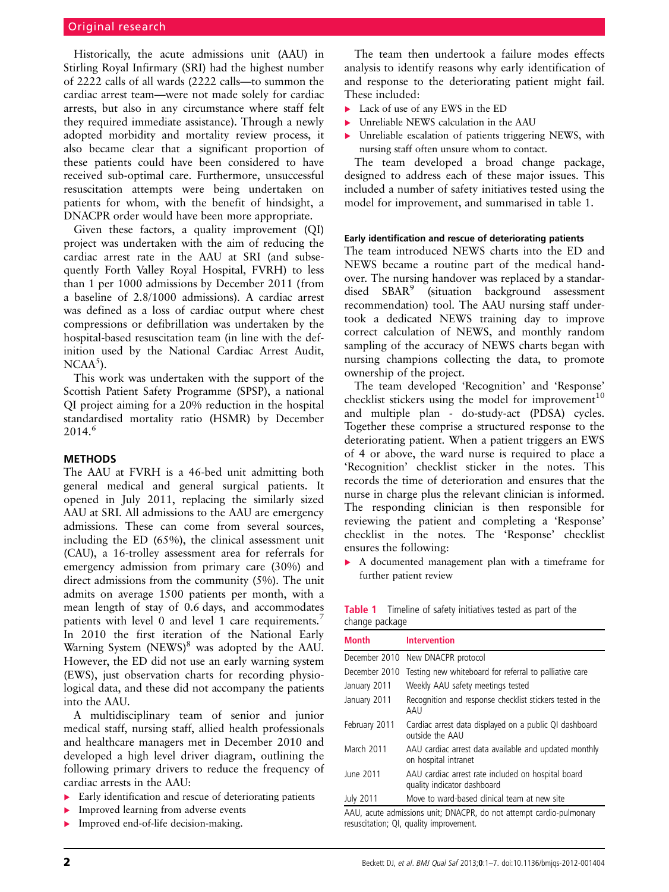Historically, the acute admissions unit (AAU) in Stirling Royal Infirmary (SRI) had the highest number of 2222 calls of all wards (2222 calls—to summon the cardiac arrest team—were not made solely for cardiac arrests, but also in any circumstance where staff felt they required immediate assistance). Through a newly adopted morbidity and mortality review process, it also became clear that a significant proportion of these patients could have been considered to have received sub-optimal care. Furthermore, unsuccessful resuscitation attempts were being undertaken on patients for whom, with the benefit of hindsight, a DNACPR order would have been more appropriate.

Given these factors, a quality improvement (QI) project was undertaken with the aim of reducing the cardiac arrest rate in the AAU at SRI (and subsequently Forth Valley Royal Hospital, FVRH) to less than 1 per 1000 admissions by December 2011 (from a baseline of 2.8/1000 admissions). A cardiac arrest was defined as a loss of cardiac output where chest compressions or defibrillation was undertaken by the hospital-based resuscitation team (in line with the definition used by the National Cardiac Arrest Audit, NCAA[5]).

This work was undertaken with the support of the Scottish Patient Safety Programme (SPSP), a national QI project aiming for a 20% reduction in the hospital standardised mortality ratio (HSMR) by December 2014.[6]

## METHODS

The AAU at FVRH is a 46-bed unit admitting both general medical and general surgical patients. It opened in July 2011, replacing the similarly sized AAU at SRI. All admissions to the AAU are emergency admissions. These can come from several sources, including the ED (65%), the clinical assessment unit (CAU), a 16-trolley assessment area for referrals for emergency admission from primary care (30%) and direct admissions from the community (5%). The unit admits on average 1500 patients per month, with a mean length of stay of 0.6 days, and accommodates patients with level 0 and level 1 care requirements.[7] In 2010 the first iteration of the National Early Warning System (NEWS)[8] was adopted by the AAU. However, the ED did not use an early warning system (EWS), just observation charts for recording physiological data, and these did not accompany the patients into the AAU.

A multidisciplinary team of senior and junior medical staff, nursing staff, allied health professionals and healthcare managers met in December 2010 and developed a high level driver diagram, outlining the following primary drivers to reduce the frequency of cardiac arrests in the AAU:

- Early identification and rescue of deteriorating patients
- Improved learning from adverse events
- Improved end-of-life decision-making.

The team then undertook a failure modes effects analysis to identify reasons why early identification of and response to the deteriorating patient might fail. These included:

- Lack of use of any EWS in the ED
- Unreliable NEWS calculation in the AAU
- Unreliable escalation of patients triggering NEWS, with nursing staff often unsure whom to contact.

The team developed a broad change package, designed to address each of these major issues. This included a number of safety initiatives tested using the model for improvement, and summarised in table 1.

### Early identification and rescue of deteriorating patients

The team introduced NEWS charts into the ED and NEWS became a routine part of the medical handover. The nursing handover was replaced by a standardised SBAR[9] (situation background assessment recommendation) tool. The AAU nursing staff undertook a dedicated NEWS training day to improve correct calculation of NEWS, and monthly random sampling of the accuracy of NEWS charts began with nursing champions collecting the data, to promote ownership of the project.

The team developed 'Recognition' and 'Response' checklist stickers using the model for improvement[10] and multiple plan - do-study-act (PDSA) cycles. Together these comprise a structured response to the deteriorating patient. When a patient triggers an EWS of 4 or above, the ward nurse is required to place a 'Recognition' checklist sticker in the notes. This records the time of deterioration and ensures that the nurse in charge plus the relevant clinician is informed. The responding clinician is then responsible for reviewing the patient and completing a 'Response' checklist in the notes. The 'Response' checklist ensures the following:

- A documented management plan with a timeframe for further patient review

**Table 1** Timeline of safety initiatives tested as part of the change package

| Month | Intervention |
|---|---|
| December 2010 | New DNACPR protocol |
| December 2010 | Testing new whiteboard for referral to palliative care |
| January 2011 | Weekly AAU safety meetings tested |
| January 2011 | Recognition and response checklist stickers tested in the AAU |
| February 2011 | Cardiac arrest data displayed on a public QI dashboard outside the AAU |
| March 2011 | AAU cardiac arrest data available and updated monthly on hospital intranet |
| June 2011 | AAU cardiac arrest rate included on hospital board quality indicator dashboard |
| July 2011 | Move to ward-based clinical team at new site |

AAU, acute admissions unit; DNACPR, do not attempt cardio-pulmonary resuscitation; QI, quality improvement.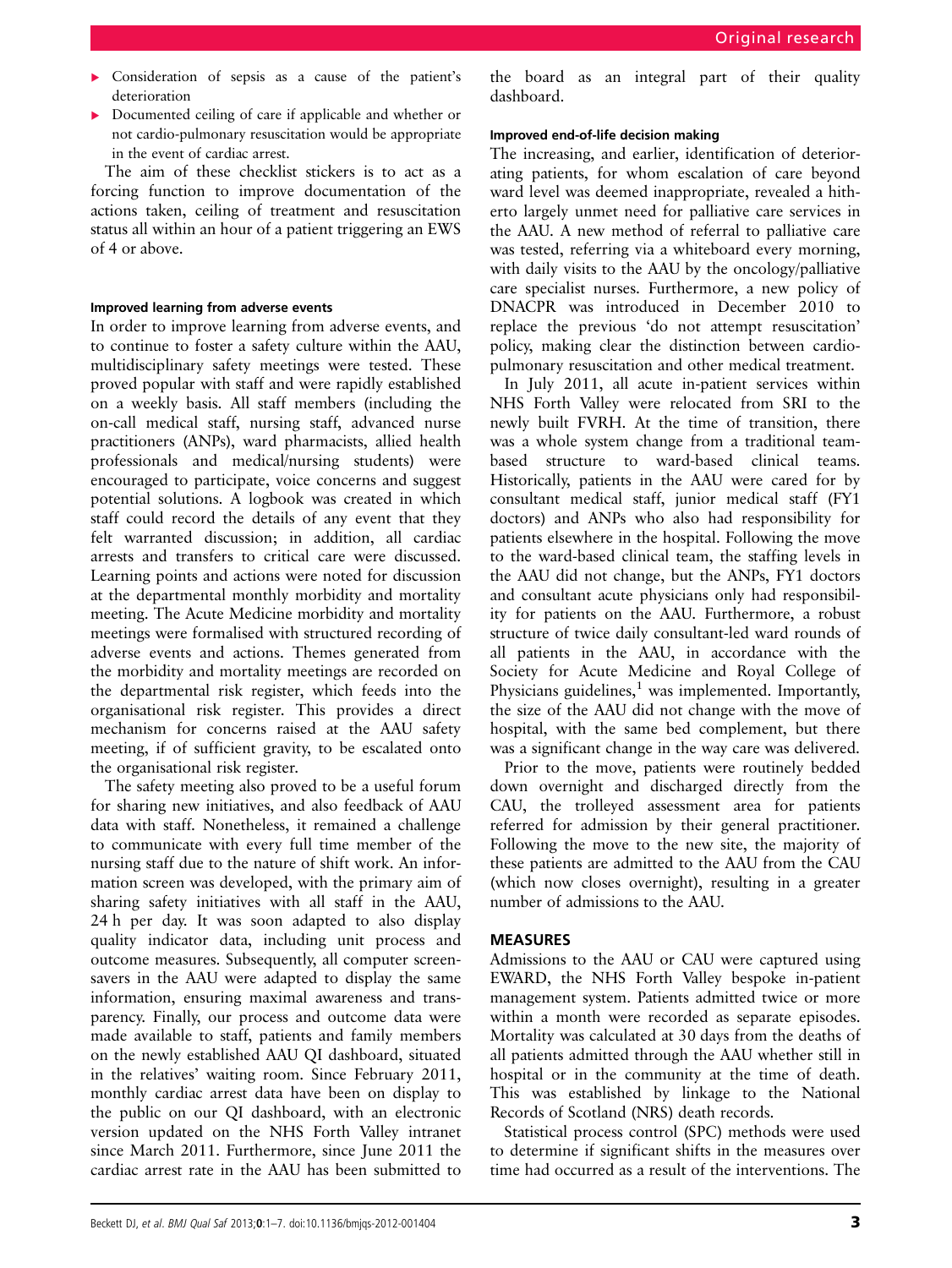- Consideration of sepsis as a cause of the patient's deterioration
- Documented ceiling of care if applicable and whether or not cardio-pulmonary resuscitation would be appropriate in the event of cardiac arrest.

The aim of these checklist stickers is to act as a forcing function to improve documentation of the actions taken, ceiling of treatment and resuscitation status all within an hour of a patient triggering an EWS of 4 or above.

#### Improved learning from adverse events

In order to improve learning from adverse events, and to continue to foster a safety culture within the AAU, multidisciplinary safety meetings were tested. These proved popular with staff and were rapidly established on a weekly basis. All staff members (including the on-call medical staff, nursing staff, advanced nurse practitioners (ANPs), ward pharmacists, allied health professionals and medical/nursing students) were encouraged to participate, voice concerns and suggest potential solutions. A logbook was created in which staff could record the details of any event that they felt warranted discussion; in addition, all cardiac arrests and transfers to critical care were discussed. Learning points and actions were noted for discussion at the departmental monthly morbidity and mortality meeting. The Acute Medicine morbidity and mortality meetings were formalised with structured recording of adverse events and actions. Themes generated from the morbidity and mortality meetings are recorded on the departmental risk register, which feeds into the organisational risk register. This provides a direct mechanism for concerns raised at the AAU safety meeting, if of sufficient gravity, to be escalated onto the organisational risk register.

The safety meeting also proved to be a useful forum for sharing new initiatives, and also feedback of AAU data with staff. Nonetheless, it remained a challenge to communicate with every full time member of the nursing staff due to the nature of shift work. An information screen was developed, with the primary aim of sharing safety initiatives with all staff in the AAU, 24 h per day. It was soon adapted to also display quality indicator data, including unit process and outcome measures. Subsequently, all computer screensavers in the AAU were adapted to display the same information, ensuring maximal awareness and transparency. Finally, our process and outcome data were made available to staff, patients and family members on the newly established AAU QI dashboard, situated in the relatives' waiting room. Since February 2011, monthly cardiac arrest data have been on display to the public on our QI dashboard, with an electronic version updated on the NHS Forth Valley intranet since March 2011. Furthermore, since June 2011 the cardiac arrest rate in the AAU has been submitted to the board as an integral part of their quality dashboard.

#### Improved end-of-life decision making

The increasing, and earlier, identification of deteriorating patients, for whom escalation of care beyond ward level was deemed inappropriate, revealed a hitherto largely unmet need for palliative care services in the AAU. A new method of referral to palliative care was tested, referring via a whiteboard every morning, with daily visits to the AAU by the oncology/palliative care specialist nurses. Furthermore, a new policy of DNACPR was introduced in December 2010 to replace the previous 'do not attempt resuscitation' policy, making clear the distinction between cardio-pulmonary resuscitation and other medical treatment.

In July 2011, all acute in-patient services within NHS Forth Valley were relocated from SRI to the newly built FVRH. At the time of transition, there was a whole system change from a traditional team-based structure to ward-based clinical teams. Historically, patients in the AAU were cared for by consultant medical staff, junior medical staff (FY1 doctors) and ANPs who also had responsibility for patients elsewhere in the hospital. Following the move to the ward-based clinical team, the staffing levels in the AAU did not change, but the ANPs, FY1 doctors and consultant acute physicians only had responsibility for patients on the AAU. Furthermore, a robust structure of twice daily consultant-led ward rounds of all patients in the AAU, in accordance with the Society for Acute Medicine and Royal College of Physicians guidelines,[1] was implemented. Importantly, the size of the AAU did not change with the move of hospital, with the same bed complement, but there was a significant change in the way care was delivered.

Prior to the move, patients were routinely bedded down overnight and discharged directly from the CAU, the trolleyed assessment area for patients referred for admission by their general practitioner. Following the move to the new site, the majority of these patients are admitted to the AAU from the CAU (which now closes overnight), resulting in a greater number of admissions to the AAU.

## MEASURES

Admissions to the AAU or CAU were captured using EWARD, the NHS Forth Valley bespoke in-patient management system. Patients admitted twice or more within a month were recorded as separate episodes. Mortality was calculated at 30 days from the deaths of all patients admitted through the AAU whether still in hospital or in the community at the time of death. This was established by linkage to the National Records of Scotland (NRS) death records.

Statistical process control (SPC) methods were used to determine if significant shifts in the measures over time had occurred as a result of the interventions. The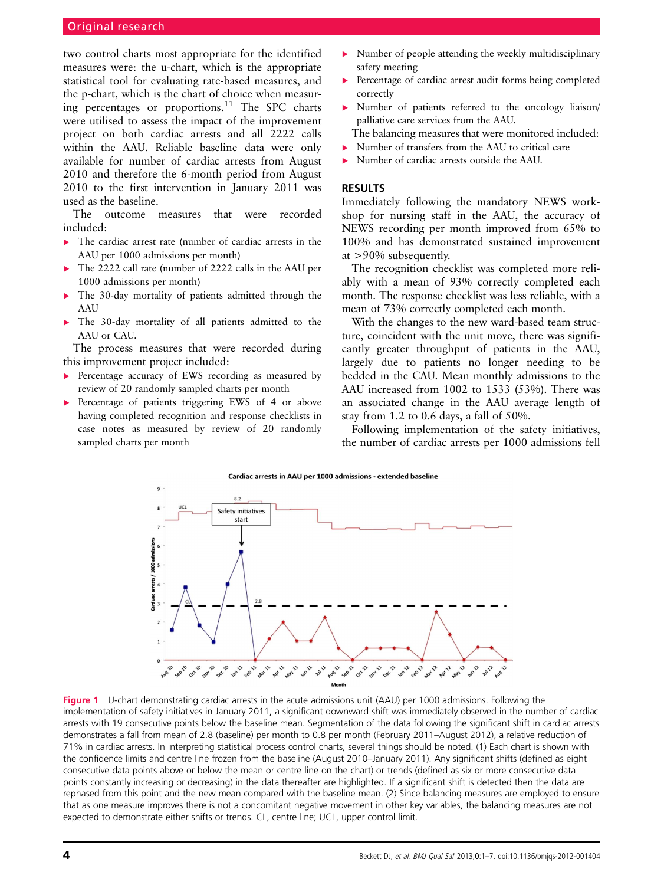two control charts most appropriate for the identified measures were: the u-chart, which is the appropriate statistical tool for evaluating rate-based measures, and the p-chart, which is the chart of choice when measuring percentages or proportions.[11] The SPC charts were utilised to assess the impact of the improvement project on both cardiac arrests and all 2222 calls within the AAU. Reliable baseline data were only available for number of cardiac arrests from August 2010 and therefore the 6-month period from August 2010 to the first intervention in January 2011 was used as the baseline.

The outcome measures that were recorded included:

- The cardiac arrest rate (number of cardiac arrests in the AAU per 1000 admissions per month)
- The 2222 call rate (number of 2222 calls in the AAU per 1000 admissions per month)
- The 30-day mortality of patients admitted through the AAU
- The 30-day mortality of all patients admitted to the AAU or CAU.

The process measures that were recorded during this improvement project included:

- Percentage accuracy of EWS recording as measured by review of 20 randomly sampled charts per month
- Percentage of patients triggering EWS of 4 or above having completed recognition and response checklists in case notes as measured by review of 20 randomly sampled charts per month
- Number of people attending the weekly multidisciplinary safety meeting
- Percentage of cardiac arrest audit forms being completed correctly
- Number of patients referred to the oncology liaison/palliative care services from the AAU.

The balancing measures that were monitored included:

- Number of transfers from the AAU to critical care
- Number of cardiac arrests outside the AAU.

## RESULTS

Immediately following the mandatory NEWS workshop for nursing staff in the AAU, the accuracy of NEWS recording per month improved from 65% to 100% and has demonstrated sustained improvement at >90% subsequently.

The recognition checklist was completed more reliably with a mean of 93% correctly completed each month. The response checklist was less reliable, with a mean of 73% correctly completed each month.

With the changes to the new ward-based team structure, coincident with the unit move, there was significantly greater throughput of patients in the AAU, largely due to patients no longer needing to be bedded in the CAU. Mean monthly admissions to the AAU increased from 1002 to 1533 (53%). There was an associated change in the AAU average length of stay from 1.2 to 0.6 days, a fall of 50%.

Following implementation of the safety initiatives, the number of cardiac arrests per 1000 admissions fell

**Figure 1** U-chart demonstrating cardiac arrests in the acute admissions unit (AAU) per 1000 admissions. Following the implementation of safety initiatives in January 2011, a significant downward shift was immediately observed in the number of cardiac arrests with 19 consecutive points below the baseline mean. Segmentation of the data following the significant shift in cardiac arrests demonstrates a fall from mean of 2.8 (baseline) per month to 0.8 per month (February 2011–August 2012), a relative reduction of 71% in cardiac arrests. In interpreting statistical process control charts, several things should be noted. (1) Each chart is shown with the confidence limits and centre line frozen from the baseline (August 2010–January 2011). Any significant shifts (defined as eight consecutive data points above or below the mean or centre line on the chart) or trends (defined as six or more consecutive data points constantly increasing or decreasing) in the data thereafter are highlighted. If a significant shift is detected then the data are rephased from this point and the new mean compared with the baseline mean. (2) Since balancing measures are employed to ensure that as one measure improves there is not a concomitant negative movement in other key variables, the balancing measures are not expected to demonstrate either shifts or trends. CL, centre line; UCL, upper control limit.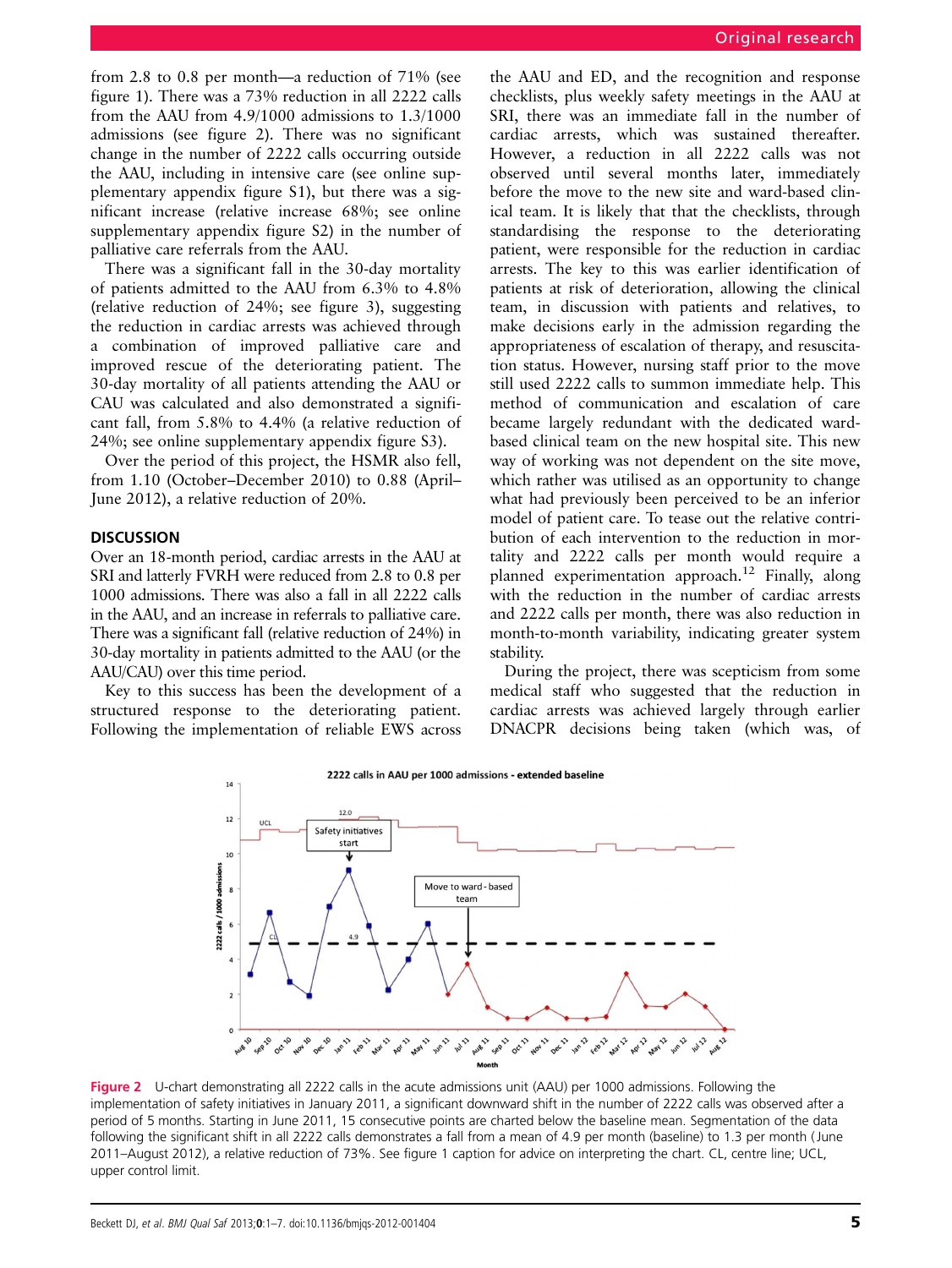from 2.8 to 0.8 per month—a reduction of 71% (see figure 1). There was a 73% reduction in all 2222 calls from the AAU from 4.9/1000 admissions to 1.3/1000 admissions (see figure 2). There was no significant change in the number of 2222 calls occurring outside the AAU, including in intensive care (see online supplementary appendix figure S1), but there was a significant increase (relative increase 68%; see online supplementary appendix figure S2) in the number of palliative care referrals from the AAU.

There was a significant fall in the 30-day mortality of patients admitted to the AAU from 6.3% to 4.8% (relative reduction of 24%; see figure 3), suggesting the reduction in cardiac arrests was achieved through a combination of improved palliative care and improved rescue of the deteriorating patient. The 30-day mortality of all patients attending the AAU or CAU was calculated and also demonstrated a significant fall, from 5.8% to 4.4% (a relative reduction of 24%; see online supplementary appendix figure S3).

Over the period of this project, the HSMR also fell, from 1.10 (October–December 2010) to 0.88 (April–June 2012), a relative reduction of 20%.

## DISCUSSION

Over an 18-month period, cardiac arrests in the AAU at SRI and latterly FVRH were reduced from 2.8 to 0.8 per 1000 admissions. There was also a fall in all 2222 calls in the AAU, and an increase in referrals to palliative care. There was a significant fall (relative reduction of 24%) in 30-day mortality in patients admitted to the AAU (or the AAU/CAU) over this time period.

Key to this success has been the development of a structured response to the deteriorating patient. Following the implementation of reliable EWS across the AAU and ED, and the recognition and response checklists, plus weekly safety meetings in the AAU at SRI, there was an immediate fall in the number of cardiac arrests, which was sustained thereafter. However, a reduction in all 2222 calls was not observed until several months later, immediately before the move to the new site and ward-based clinical team. It is likely that that the checklists, through standardising the response to the deteriorating patient, were responsible for the reduction in cardiac arrests. The key to this was earlier identification of patients at risk of deterioration, allowing the clinical team, in discussion with patients and relatives, to make decisions early in the admission regarding the appropriateness of escalation of therapy, and resuscitation status. However, nursing staff prior to the move still used 2222 calls to summon immediate help. This method of communication and escalation of care became largely redundant with the dedicated ward-based clinical team on the new hospital site. This new way of working was not dependent on the site move, which rather was utilised as an opportunity to change what had previously been perceived to be an inferior model of patient care. To tease out the relative contribution of each intervention to the reduction in mortality and 2222 calls per month would require a planned experimentation approach.[12] Finally, along with the reduction in the number of cardiac arrests and 2222 calls per month, there was also reduction in month-to-month variability, indicating greater system stability.

During the project, there was scepticism from some medical staff who suggested that the reduction in cardiac arrests was achieved largely through earlier DNACPR decisions being taken (which was, of

**Figure 2** U-chart demonstrating all 2222 calls in the acute admissions unit (AAU) per 1000 admissions. Following the implementation of safety initiatives in January 2011, a significant downward shift in the number of 2222 calls was observed after a period of 5 months. Starting in June 2011, 15 consecutive points are charted below the baseline mean. Segmentation of the data following the significant shift in all 2222 calls demonstrates a fall from a mean of 4.9 per month (baseline) to 1.3 per month (June 2011–August 2012), a relative reduction of 73%. See figure 1 caption for advice on interpreting the chart. CL, centre line; UCL, upper control limit.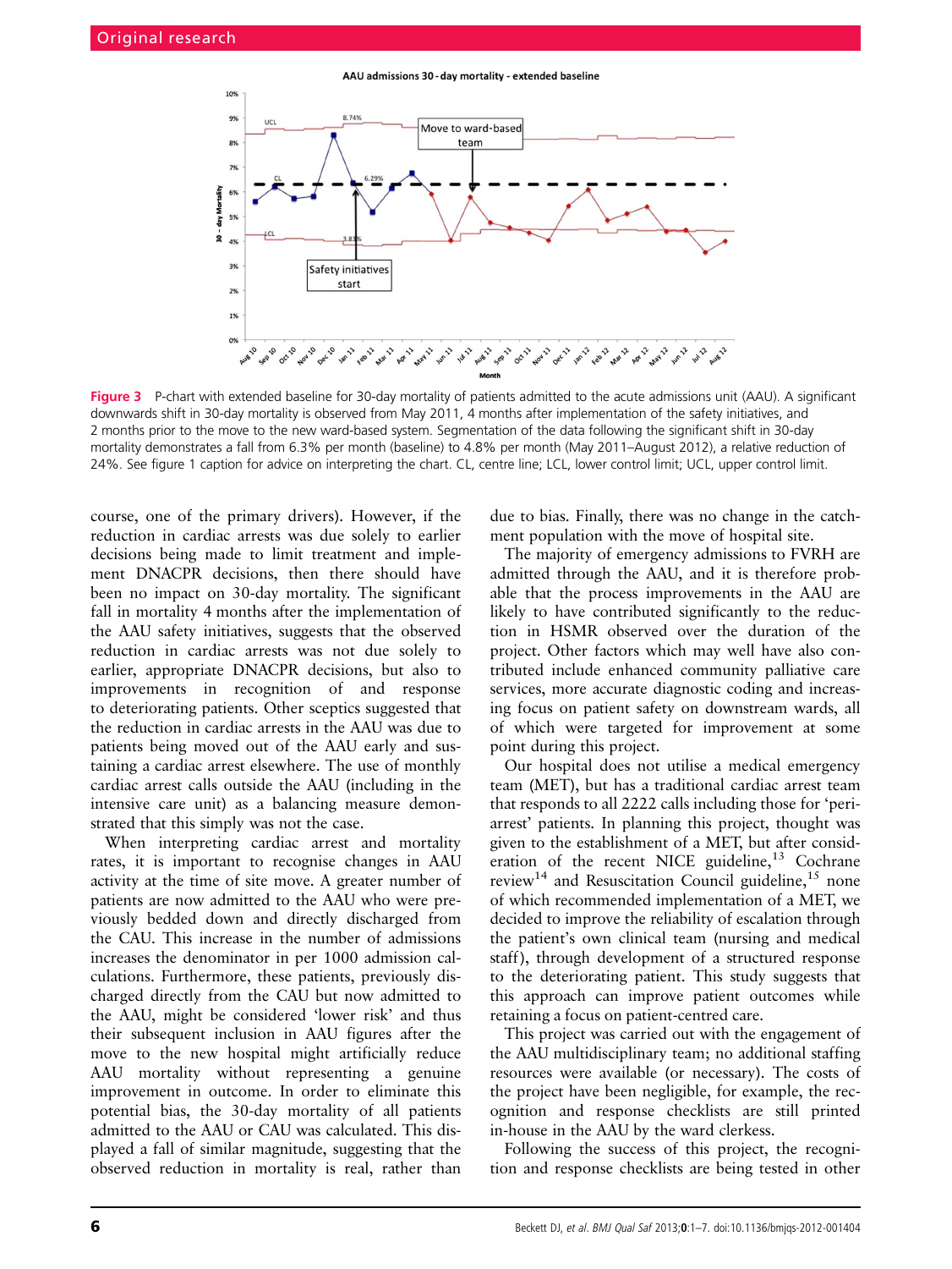Figure 3 P-chart with extended baseline for 30-day mortality of patients admitted to the acute admissions unit (AAU). A significant downwards shift in 30-day mortality is observed from May 2011, 4 months after implementation of the safety initiatives, and 2 months prior to the move to the new ward-based system. Segmentation of the data following the significant shift in 30-day mortality demonstrates a fall from 6.3% per month (baseline) to 4.8% per month (May 2011–August 2012), a relative reduction of 24%. See figure 1 caption for advice on interpreting the chart. CL, centre line; LCL, lower control limit; UCL, upper control limit.

course, one of the primary drivers). However, if the reduction in cardiac arrests was due solely to earlier decisions being made to limit treatment and implement DNACPR decisions, then there should have been no impact on 30-day mortality. The significant fall in mortality 4 months after the implementation of the AAU safety initiatives, suggests that the observed reduction in cardiac arrests was not due solely to earlier, appropriate DNACPR decisions, but also to improvements in recognition of and response to deteriorating patients. Other sceptics suggested that the reduction in cardiac arrests in the AAU was due to patients being moved out of the AAU early and sustaining a cardiac arrest elsewhere. The use of monthly cardiac arrest calls outside the AAU (including in the intensive care unit) as a balancing measure demonstrated that this simply was not the case.

When interpreting cardiac arrest and mortality rates, it is important to recognise changes in AAU activity at the time of site move. A greater number of patients are now admitted to the AAU who were previously bedded down and directly discharged from the CAU. This increase in the number of admissions increases the denominator in per 1000 admission calculations. Furthermore, these patients, previously discharged directly from the CAU but now admitted to the AAU, might be considered 'lower risk' and thus their subsequent inclusion in AAU figures after the move to the new hospital might artificially reduce AAU mortality without representing a genuine improvement in outcome. In order to eliminate this potential bias, the 30-day mortality of all patients admitted to the AAU or CAU was calculated. This displayed a fall of similar magnitude, suggesting that the observed reduction in mortality is real, rather than due to bias. Finally, there was no change in the catchment population with the move of hospital site.

The majority of emergency admissions to FVRH are admitted through the AAU, and it is therefore probable that the process improvements in the AAU are likely to have contributed significantly to the reduction in HSMR observed over the duration of the project. Other factors which may well have also contributed include enhanced community palliative care services, more accurate diagnostic coding and increasing focus on patient safety on downstream wards, all of which were targeted for improvement at some point during this project.

Our hospital does not utilise a medical emergency team (MET), but has a traditional cardiac arrest team that responds to all 2222 calls including those for 'peri-arrest' patients. In planning this project, thought was given to the establishment of a MET, but after consideration of the recent NICE guideline,[13] Cochrane review[14] and Resuscitation Council guideline,[15] none of which recommended implementation of a MET, we decided to improve the reliability of escalation through the patient's own clinical team (nursing and medical staff), through development of a structured response to the deteriorating patient. This study suggests that this approach can improve patient outcomes while retaining a focus on patient-centred care.

This project was carried out with the engagement of the AAU multidisciplinary team; no additional staffing resources were available (or necessary). The costs of the project have been negligible, for example, the recognition and response checklists are still printed in-house in the AAU by the ward clerkess.

Following the success of this project, the recognition and response checklists are being tested in other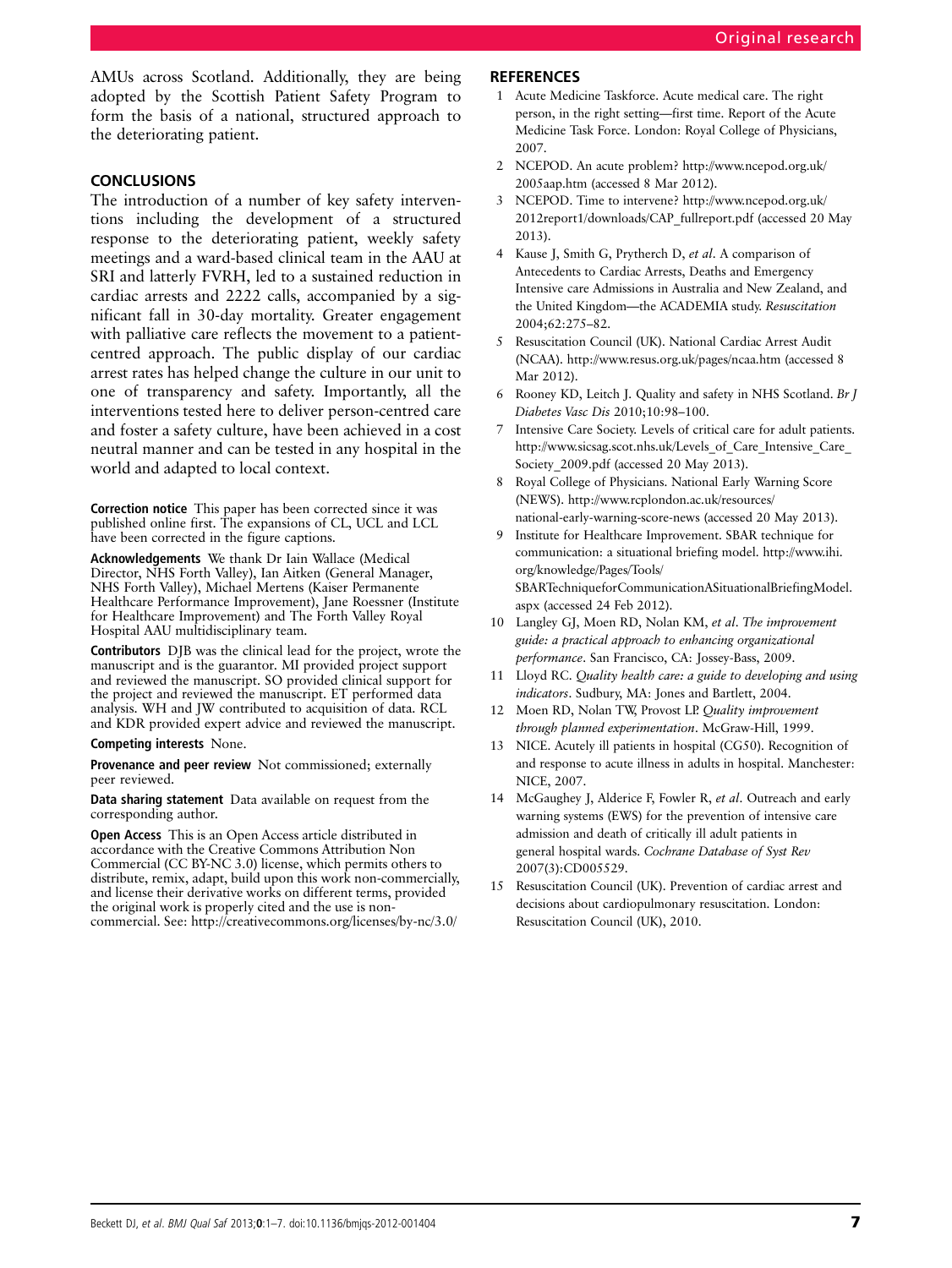AMUs across Scotland. Additionally, they are being adopted by the Scottish Patient Safety Program to form the basis of a national, structured approach to the deteriorating patient.

## CONCLUSIONS

The introduction of a number of key safety interventions including the development of a structured response to the deteriorating patient, weekly safety meetings and a ward-based clinical team in the AAU at SRI and latterly FVRH, led to a sustained reduction in cardiac arrests and 2222 calls, accompanied by a significant fall in 30-day mortality. Greater engagement with palliative care reflects the movement to a patient-centred approach. The public display of our cardiac arrest rates has helped change the culture in our unit to one of transparency and safety. Importantly, all the interventions tested here to deliver person-centred care and foster a safety culture, have been achieved in a cost neutral manner and can be tested in any hospital in the world and adapted to local context.

**Correction notice** This paper has been corrected since it was published online first. The expansions of CL, UCL and LCL have been corrected in the figure captions.

**Acknowledgements** We thank Dr Iain Wallace (Medical Director, NHS Forth Valley), Ian Aitken (General Manager, NHS Forth Valley), Michael Mertens (Kaiser Permanente Healthcare Performance Improvement), Jane Roessner (Institute for Healthcare Improvement) and The Forth Valley Royal Hospital AAU multidisciplinary team.

**Contributors** DJB was the clinical lead for the project, wrote the manuscript and is the guarantor. MI provided project support and reviewed the manuscript. SO provided clinical support for the project and reviewed the manuscript. ET performed data analysis. WH and JW contributed to acquisition of data. RCL and KDR provided expert advice and reviewed the manuscript.

**Competing interests** None.

**Provenance and peer review** Not commissioned; externally peer reviewed.

**Data sharing statement** Data available on request from the corresponding author.

**Open Access** This is an Open Access article distributed in accordance with the Creative Commons Attribution Non Commercial (CC BY-NC 3.0) license, which permits others to distribute, remix, adapt, build upon this work non-commercially, and license their derivative works on different terms, provided the original work is properly cited and the use is non-commercial. See: http://creativecommons.org/licenses/by-nc/3.0/

## REFERENCES

1. Acute Medicine Taskforce. Acute medical care. The right person, in the right setting—first time. Report of the Acute Medicine Task Force. London: Royal College of Physicians, 2007.
2. NCEPOD. An acute problem? http://www.ncepod.org.uk/2005aap.htm (accessed 8 Mar 2012).
3. NCEPOD. Time to intervene? http://www.ncepod.org.uk/2012report1/downloads/CAP_fullreport.pdf (accessed 20 May 2013).
4. Kause J, Smith G, Prytherch D, *et al*. A comparison of Antecedents to Cardiac Arrests, Deaths and Emergency Intensive care Admissions in Australia and New Zealand, and the United Kingdom—the ACADEMIA study. *Resuscitation* 2004;62:275–82.
5. Resuscitation Council (UK). National Cardiac Arrest Audit (NCAA). http://www.resus.org.uk/pages/ncaa.htm (accessed 8 Mar 2012).
6. Rooney KD, Leitch J. Quality and safety in NHS Scotland. *Br J Diabetes Vasc Dis* 2010;10:98–100.
7. Intensive Care Society. Levels of critical care for adult patients. http://www.sicsag.scot.nhs.uk/Levels_of_Care_Intensive_Care_Society_2009.pdf (accessed 20 May 2013).
8. Royal College of Physicians. National Early Warning Score (NEWS). http://www.rcplondon.ac.uk/resources/national-early-warning-score-news (accessed 20 May 2013).
9. Institute for Healthcare Improvement. SBAR technique for communication: a situational briefing model. http://www.ihi.org/knowledge/Pages/Tools/SBARTechniqueforCommunicationASituationalBriefingModel.aspx (accessed 24 Feb 2012).
10. Langley GJ, Moen RD, Nolan KM, *et al*. *The improvement guide: a practical approach to enhancing organizational performance*. San Francisco, CA: Jossey-Bass, 2009.
11. Lloyd RC. *Quality health care: a guide to developing and using indicators*. Sudbury, MA: Jones and Bartlett, 2004.
12. Moen RD, Nolan TW, Provost LP. *Quality improvement through planned experimentation*. McGraw-Hill, 1999.
13. NICE. Acutely ill patients in hospital (CG50). Recognition of and response to acute illness in adults in hospital. Manchester: NICE, 2007.
14. McGaughey J, Alderice F, Fowler R, *et al*. Outreach and early warning systems (EWS) for the prevention of intensive care admission and death of critically ill adult patients in general hospital wards. *Cochrane Database of Syst Rev* 2007(3):CD005529.
15. Resuscitation Council (UK). Prevention of cardiac arrest and decisions about cardiopulmonary resuscitation. London: Resuscitation Council (UK), 2010.